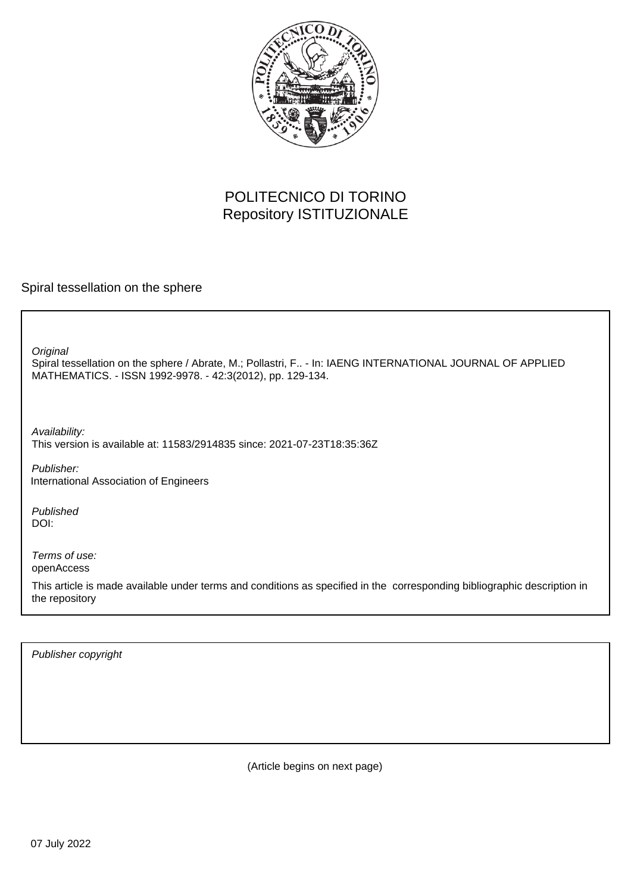POLITECNICO DI TORINO
Repository ISTITUZIONALE

Spiral tessellation on the sphere

*Original*
Spiral tessellation on the sphere / Abrate, M.; Pollastri, F.. - In: IAENG INTERNATIONAL JOURNAL OF APPLIED MATHEMATICS. - ISSN 1992-9978. - 42:3(2012), pp. 129-134.

*Availability:*
This version is available at: 11583/2914835 since: 2021-07-23T18:35:36Z

*Publisher:*
International Association of Engineers

*Published*
DOI:

*Terms of use:*
openAccess

This article is made available under terms and conditions as specified in the corresponding bibliographic description in the repository

*Publisher copyright*

(Article begins on next page)

07 July 2022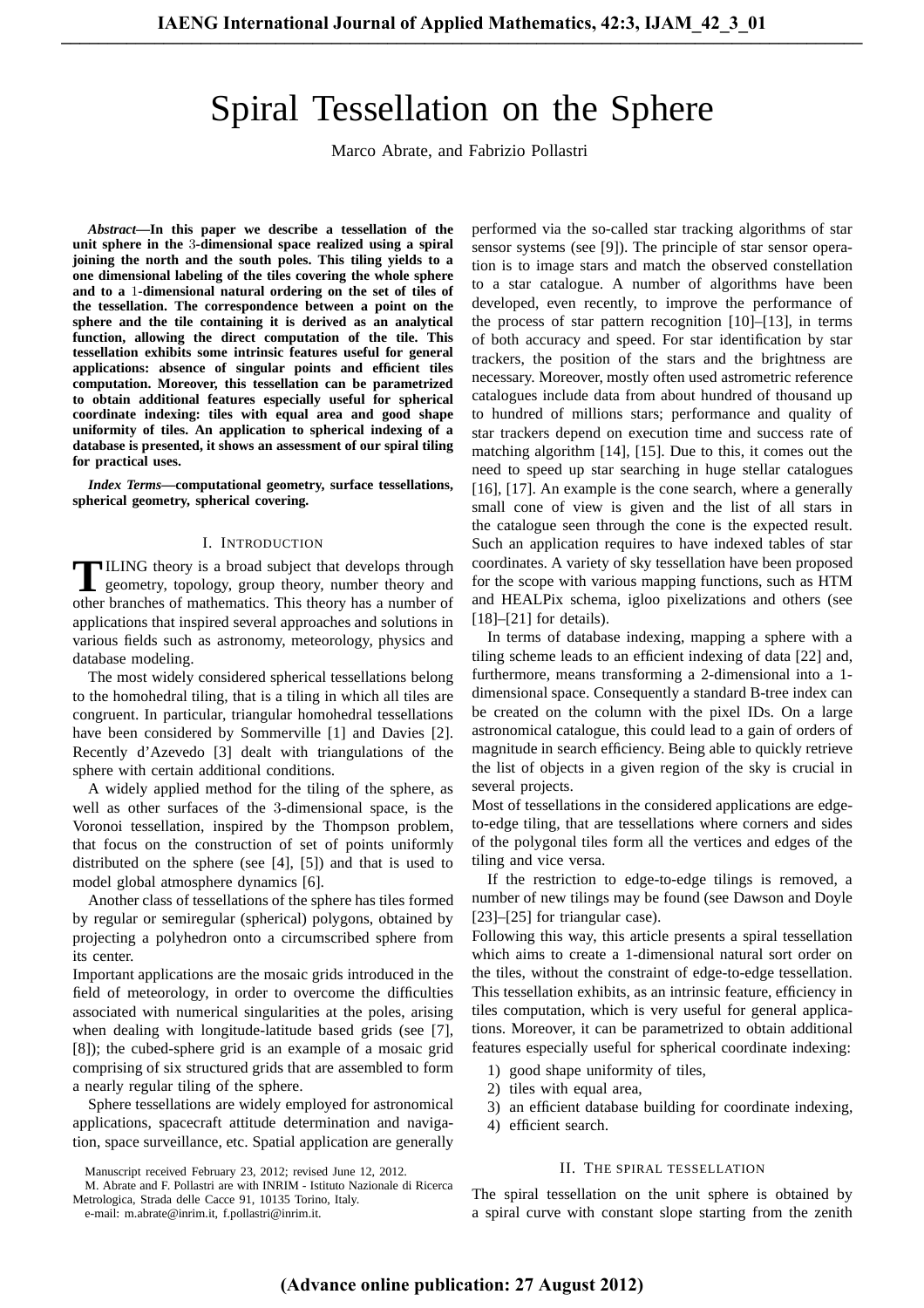# Spiral Tessellation on the Sphere

Marco Abrate, and Fabrizio Pollastri

***Abstract*—In this paper we describe a tessellation of the unit sphere in the 3-dimensional space realized using a spiral joining the north and the south poles. This tiling yields to a one dimensional labeling of the tiles covering the whole sphere and to a 1-dimensional natural ordering on the set of tiles of the tessellation. The correspondence between a point on the sphere and the tile containing it is derived as an analytical function, allowing the direct computation of the tile. This tessellation exhibits some intrinsic features useful for general applications: absence of singular points and efficient tiles computation. Moreover, this tessellation can be parametrized to obtain additional features especially useful for spherical coordinate indexing: tiles with equal area and good shape uniformity of tiles. An application to spherical indexing of a database is presented, it shows an assessment of our spiral tiling for practical uses.**

***Index Terms*—computational geometry, surface tessellations, spherical geometry, spherical covering.**

## I. Introduction

Tiling theory is a broad subject that develops through geometry, topology, group theory, number theory and other branches of mathematics. This theory has a number of applications that inspired several approaches and solutions in various fields such as astronomy, meteorology, physics and database modeling.

The most widely considered spherical tessellations belong to the homohedral tiling, that is a tiling in which all tiles are congruent. In particular, triangular homohedral tessellations have been considered by Sommerville [1] and Davies [2]. Recently d'Azevedo [3] dealt with triangulations of the sphere with certain additional conditions.

A widely applied method for the tiling of the sphere, as well as other surfaces of the 3-dimensional space, is the Voronoi tessellation, inspired by the Thompson problem, that focus on the construction of set of points uniformly distributed on the sphere (see [4], [5]) and that is used to model global atmosphere dynamics [6].

Another class of tessellations of the sphere has tiles formed by regular or semiregular (spherical) polygons, obtained by projecting a polyhedron onto a circumscribed sphere from its center.
Important applications are the mosaic grids introduced in the field of meteorology, in order to overcome the difficulties associated with numerical singularities at the poles, arising when dealing with longitude-latitude based grids (see [7], [8]); the cubed-sphere grid is an example of a mosaic grid comprising of six structured grids that are assembled to form a nearly regular tiling of the sphere.

Sphere tessellations are widely employed for astronomical applications, spacecraft attitude determination and navigation, space surveillance, etc. Spatial application are generally performed via the so-called star tracking algorithms of star sensor systems (see [9]). The principle of star sensor operation is to image stars and match the observed constellation to a star catalogue. A number of algorithms have been developed, even recently, to improve the performance of the process of star pattern recognition [10]–[13], in terms of both accuracy and speed. For star identification by star trackers, the position of the stars and the brightness are necessary. Moreover, mostly often used astrometric reference catalogues include data from about hundred of thousand up to hundred of millions stars; performance and quality of star trackers depend on execution time and success rate of matching algorithm [14], [15]. Due to this, it comes out the need to speed up star searching in huge stellar catalogues [16], [17]. An example is the cone search, where a generally small cone of view is given and the list of all stars in the catalogue seen through the cone is the expected result. Such an application requires to have indexed tables of star coordinates. A variety of sky tessellation have been proposed for the scope with various mapping functions, such as HTM and HEALPix schema, igloo pixelizations and others (see [18]–[21] for details).

In terms of database indexing, mapping a sphere with a tiling scheme leads to an efficient indexing of data [22] and, furthermore, means transforming a 2-dimensional into a 1-dimensional space. Consequently a standard B-tree index can be created on the column with the pixel IDs. On a large astronomical catalogue, this could lead to a gain of orders of magnitude in search efficiency. Being able to quickly retrieve the list of objects in a given region of the sky is crucial in several projects.
Most of tessellations in the considered applications are edge-to-edge tiling, that are tessellations where corners and sides of the polygonal tiles form all the vertices and edges of the tiling and vice versa.

If the restriction to edge-to-edge tilings is removed, a number of new tilings may be found (see Dawson and Doyle [23]–[25] for triangular case).
Following this way, this article presents a spiral tessellation which aims to create a 1-dimensional natural sort order on the tiles, without the constraint of edge-to-edge tessellation. This tessellation exhibits, as an intrinsic feature, efficiency in tiles computation, which is very useful for general applications. Moreover, it can be parametrized to obtain additional features especially useful for spherical coordinate indexing:

1) good shape uniformity of tiles,
2) tiles with equal area,
3) an efficient database building for coordinate indexing,
4) efficient search.

## II. The spiral tessellation

The spiral tessellation on the unit sphere is obtained by a spiral curve with constant slope starting from the zenith

Manuscript received February 23, 2012; revised June 12, 2012.

M. Abrate and F. Pollastri are with INRIM - Istituto Nazionale di Ricerca Metrologica, Strada delle Cacce 91, 10135 Torino, Italy.

e-mail: m.abrate@inrim.it, f.pollastri@inrim.it.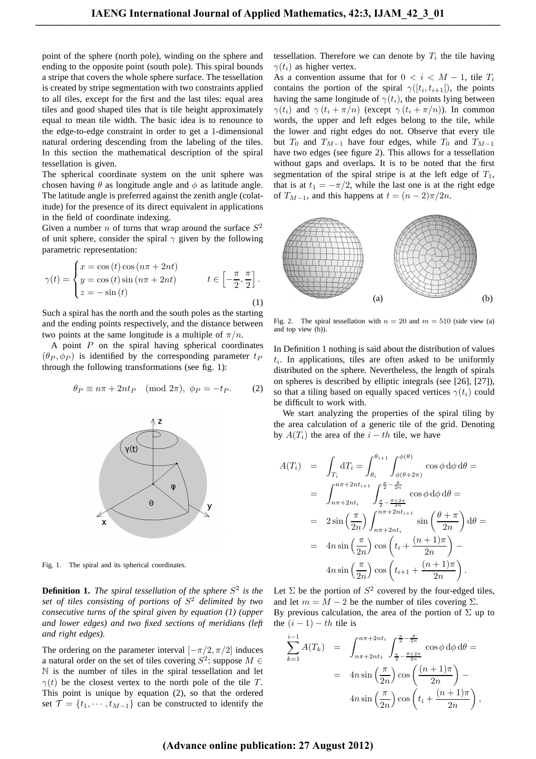point of the sphere (north pole), winding on the sphere and ending to the opposite point (south pole). This spiral bounds a stripe that covers the whole sphere surface. The tessellation is created by stripe segmentation with two constraints applied to all tiles, except for the first and the last tiles: equal area tiles and good shaped tiles that is tile height approximately equal to mean tile width. The basic idea is to renounce to the edge-to-edge constraint in order to get a 1-dimensional natural ordering descending from the labeling of the tiles. In this section the mathematical description of the spiral tessellation is given.

The spherical coordinate system on the unit sphere was chosen having $\theta$ as longitude angle and $\phi$ as latitude angle. The latitude angle is preferred against the zenith angle (colatitude) for the presence of its direct equivalent in applications in the field of coordinate indexing.

Given a number $n$ of turns that wrap around the surface $S^2$ of unit sphere, consider the spiral $\gamma$ given by the following parametric representation:

$$\gamma(t) = \begin{cases} x = \cos(t)\cos(n\pi + 2nt) \\ y = \cos(t)\sin(n\pi + 2nt) \\ z = -\sin(t) \end{cases} \qquad t \in \left[-\frac{\pi}{2}, \frac{\pi}{2}\right]. \tag{1}$$

Such a spiral has the north and the south poles as the starting and the ending points respectively, and the distance between two points at the same longitude is a multiple of $\pi/n$.

A point $P$ on the spiral having spherical coordinates $(\theta_P, \phi_P)$ is identified by the corresponding parameter $t_P$ through the following transformations (see fig. 1):

$$\theta_P \equiv n\pi + 2nt_P \pmod{2\pi}, \;\; \phi_P = -t_P. \tag{2}$$

Fig. 1. The spiral and its spherical coordinates.

**Definition 1.** *The spiral tessellation of the sphere $S^2$ is the set of tiles consisting of portions of $S^2$ delimited by two consecutive turns of the spiral given by equation (1) (upper and lower edges) and two fixed sections of meridians (left and right edges).*

The ordering on the parameter interval $[-\pi/2, \pi/2]$ induces a natural order on the set of tiles covering $S^2$: suppose $M \in \mathbb{N}$ is the number of tiles in the spiral tessellation and let $\gamma(t)$ be the closest vertex to the north pole of the tile $T$. This point is unique by equation (2), so that the ordered set $\mathcal{T} = \{t_1, \cdots, t_{M-1}\}$ can be constructed to identify the tessellation. Therefore we can denote by $T_i$ the tile having $\gamma(t_i)$ as higher vertex.

As a convention assume that for $0 < i < M-1$, tile $T_i$ contains the portion of the spiral $\gamma([t_i, t_{i+1}[)$, the points having the same longitude of $\gamma(t_i)$, the points lying between $\gamma(t_i)$ and $\gamma(t_i + \pi/n)$ (except $\gamma(t_i + \pi/n)$). In common words, the upper and left edges belong to the tile, while the lower and right edges do not. Observe that every tile but $T_0$ and $T_{M-1}$ have four edges, while $T_0$ and $T_{M-1}$ have two edges (see figure 2). This allows for a tessellation without gaps and overlaps. It is to be noted that the first segmentation of the spiral stripe is at the left edge of $T_1$, that is at $t_1 = -\pi/2$, while the last one is at the right edge of $T_{M-1}$, and this happens at $t = (n-2)\pi/2n$.

(a) (b)

Fig. 2. The spiral tessellation with $n = 20$ and $m = 510$ (side view (a) and top view (b)).

In Definition 1 nothing is said about the distribution of values $t_i$. In applications, tiles are often asked to be uniformly distributed on the sphere. Nevertheless, the length of spirals on spheres is described by elliptic integrals (see [26], [27]), so that a tiling based on equally spaced vertices $\gamma(t_i)$ could be difficult to work with.

We start analyzing the properties of the spiral tiling by the area calculation of a generic tile of the grid. Denoting by $A(T_i)$ the area of the $i-th$ tile, we have

$$\begin{aligned} A(T_i) &= \int_{T_i} \mathrm{d}T_i = \int_{\theta_i}^{\theta_{i+1}} \int_{\phi(\theta+2\pi)}^{\phi(\theta)} \cos\phi \, \mathrm{d}\phi \, \mathrm{d}\theta = \\ &= \int_{n\pi+2nt_i}^{n\pi+2nt_{i+1}} \int_{\frac{\pi}{2}-\frac{\theta+2\pi}{2n}}^{\frac{\pi}{2}-\frac{\theta}{2n}} \cos\phi \, \mathrm{d}\phi \, \mathrm{d}\theta = \\ &= 2\sin\left(\frac{\pi}{2n}\right) \int_{n\pi+2nt_i}^{n\pi+2nt_{i+1}} \sin\left(\frac{\theta+\pi}{2n}\right) \mathrm{d}\theta = \\ &= 4n\sin\left(\frac{\pi}{2n}\right)\cos\left(t_i + \frac{(n+1)\pi}{2n}\right) - \\ &\quad\; 4n\sin\left(\frac{\pi}{2n}\right)\cos\left(t_{i+1} + \frac{(n+1)\pi}{2n}\right). \end{aligned}$$

Let $\Sigma$ be the portion of $S^2$ covered by the four-edged tiles, and let $m = M - 2$ be the number of tiles covering $\Sigma$.

By previous calculation, the area of the portion of $\Sigma$ up to the $(i-1)-th$ tile is

$$\begin{aligned} \sum_{k=1}^{i-1} A(T_k) &= \int_{n\pi+2nt_1}^{n\pi+2nt_i} \int_{\frac{\pi}{2}-\frac{\theta+2\pi}{2n}}^{\frac{\pi}{2}-\frac{\theta}{2n}} \cos\phi \, \mathrm{d}\phi \, \mathrm{d}\theta = \\ &= 4n\sin\left(\frac{\pi}{2n}\right)\cos\left(\frac{(n+1)\pi}{2n}\right) - \\ &\quad\; 4n\sin\left(\frac{\pi}{2n}\right)\cos\left(t_i + \frac{(n+1)\pi}{2n}\right), \end{aligned}$$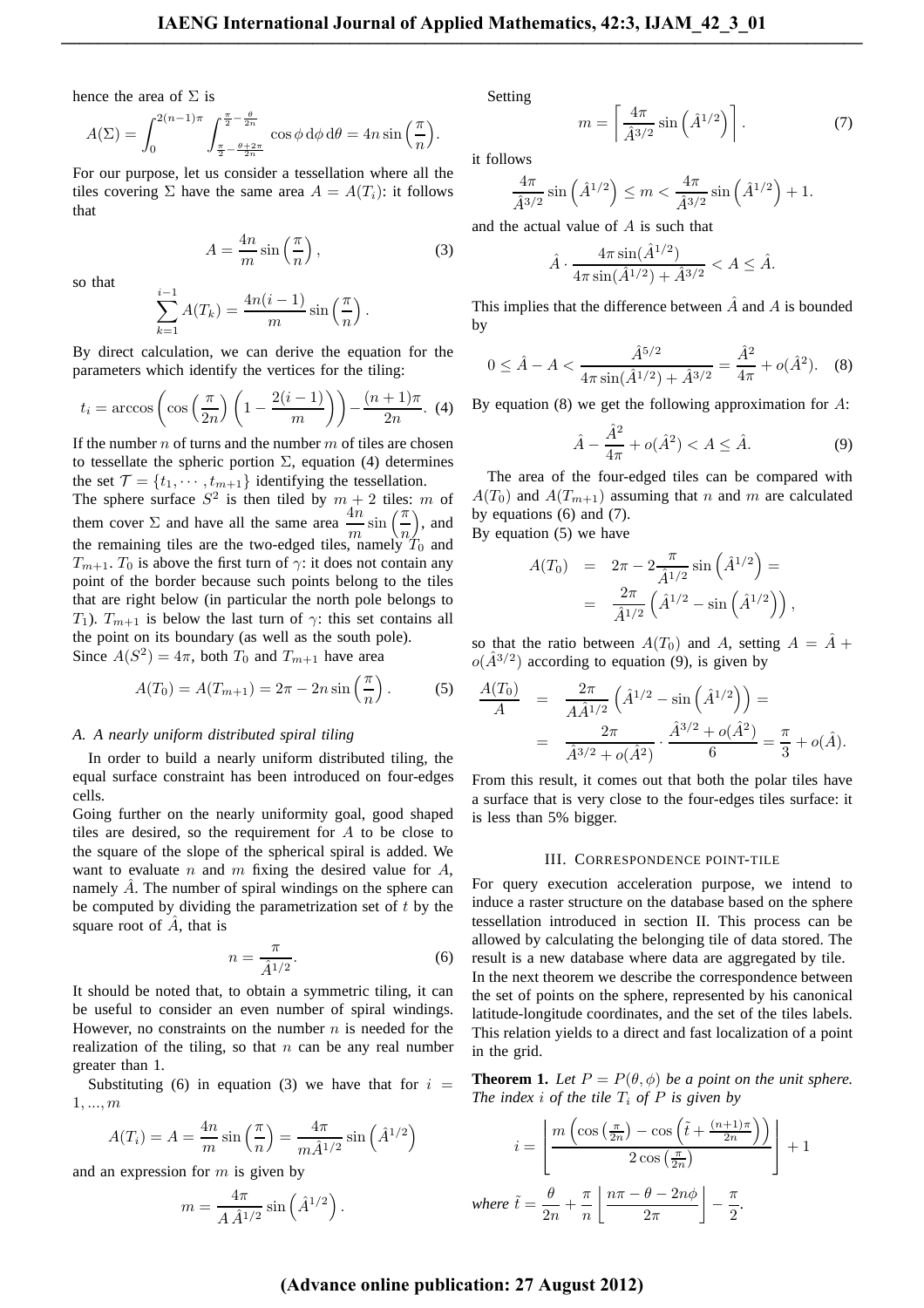hence the area of $\Sigma$ is

$$A(\Sigma) = \int_0^{2(n-1)\pi} \int_{\frac{\pi}{2}-\frac{\theta+2\pi}{2n}}^{\frac{\pi}{2}-\frac{\theta}{2n}} \cos\phi \, d\phi \, d\theta = 4n \sin\left(\frac{\pi}{n}\right).$$

For our purpose, let us consider a tessellation where all the tiles covering $\Sigma$ have the same area $A = A(T_i)$: it follows that

$$A = \frac{4n}{m} \sin\left(\frac{\pi}{n}\right), \tag{3}$$

so that

$$\sum_{k=1}^{i-1} A(T_k) = \frac{4n(i-1)}{m} \sin\left(\frac{\pi}{n}\right).$$

By direct calculation, we can derive the equation for the parameters which identify the vertices for the tiling:

$$t_i = \arccos\left(\cos\left(\frac{\pi}{2n}\right)\left(1 - \frac{2(i-1)}{m}\right)\right) - \frac{(n+1)\pi}{2n}. \tag{4}$$

If the number $n$ of turns and the number $m$ of tiles are chosen to tessellate the spheric portion $\Sigma$, equation (4) determines the set $\mathcal{T} = \{t_1, \cdots, t_{m+1}\}$ identifying the tessellation.

The sphere surface $S^2$ is then tiled by $m+2$ tiles: $m$ of them cover $\Sigma$ and have all the same area $\frac{4n}{m} \sin\left(\frac{\pi}{n}\right)$, and the remaining tiles are the two-edged tiles, namely $T_0$ and $T_{m+1}$. $T_0$ is above the first turn of $\gamma$: it does not contain any point of the border because such points belong to the tiles that are right below (in particular the north pole belongs to $T_1$). $T_{m+1}$ is below the last turn of $\gamma$: this set contains all the point on its boundary (as well as the south pole).

Since $A(S^2) = 4\pi$, both $T_0$ and $T_{m+1}$ have area

$$A(T_0) = A(T_{m+1}) = 2\pi - 2n \sin\left(\frac{\pi}{n}\right). \tag{5}$$

### *A. A nearly uniform distributed spiral tiling*

In order to build a nearly uniform distributed tiling, the equal surface constraint has been introduced on four-edges cells.

Going further on the nearly uniformity goal, good shaped tiles are desired, so the requirement for $A$ to be close to the square of the slope of the spherical spiral is added. We want to evaluate $n$ and $m$ fixing the desired value for $A$, namely $\hat{A}$. The number of spiral windings on the sphere can be computed by dividing the parametrization set of $t$ by the square root of $\hat{A}$, that is

$$n = \frac{\pi}{\hat{A}^{1/2}}. \tag{6}$$

It should be noted that, to obtain a symmetric tiling, it can be useful to consider an even number of spiral windings. However, no constraints on the number $n$ is needed for the realization of the tiling, so that $n$ can be any real number greater than 1.

Substituting (6) in equation (3) we have that for $i = 1, ..., m$

$$A(T_i) = A = \frac{4n}{m} \sin\left(\frac{\pi}{n}\right) = \frac{4\pi}{m\hat{A}^{1/2}} \sin\left(\hat{A}^{1/2}\right)$$

and an expression for $m$ is given by

$$m = \frac{4\pi}{A\,\hat{A}^{1/2}} \sin\left(\hat{A}^{1/2}\right).$$

Setting

$$m = \left\lceil \frac{4\pi}{\hat{A}^{3/2}} \sin\left(\hat{A}^{1/2}\right) \right\rceil. \tag{7}$$

it follows

$$\frac{4\pi}{\hat{A}^{3/2}} \sin\left(\hat{A}^{1/2}\right) \leq m < \frac{4\pi}{\hat{A}^{3/2}} \sin\left(\hat{A}^{1/2}\right) + 1.$$

and the actual value of $A$ is such that

$$\hat{A} \cdot \frac{4\pi \sin(\hat{A}^{1/2})}{4\pi \sin(\hat{A}^{1/2}) + \hat{A}^{3/2}} < A \leq \hat{A}.$$

This implies that the difference between $\hat{A}$ and $A$ is bounded by

$$0 \leq \hat{A} - A < \frac{\hat{A}^{5/2}}{4\pi \sin(\hat{A}^{1/2}) + \hat{A}^{3/2}} = \frac{\hat{A}^2}{4\pi} + o(\hat{A}^2). \tag{8}$$

By equation (8) we get the following approximation for $A$:

$$\hat{A} - \frac{\hat{A}^2}{4\pi} + o(\hat{A}^2) < A \leq \hat{A}. \tag{9}$$

The area of the four-edged tiles can be compared with $A(T_0)$ and $A(T_{m+1})$ assuming that $n$ and $m$ are calculated by equations (6) and (7).

By equation (5) we have

$$\begin{aligned} A(T_0) &= 2\pi - 2\frac{\pi}{\hat{A}^{1/2}} \sin\left(\hat{A}^{1/2}\right) = \\ &= \frac{2\pi}{\hat{A}^{1/2}} \left(\hat{A}^{1/2} - \sin\left(\hat{A}^{1/2}\right)\right), \end{aligned}$$

so that the ratio between $A(T_0)$ and $A$, setting $A = \hat{A} + o(\hat{A}^{3/2})$ according to equation (9), is given by

$$\begin{aligned} \frac{A(T_0)}{A} &= \frac{2\pi}{A\hat{A}^{1/2}} \left(\hat{A}^{1/2} - \sin\left(\hat{A}^{1/2}\right)\right) = \\ &= \frac{2\pi}{\hat{A}^{3/2} + o(\hat{A}^2)} \cdot \frac{\hat{A}^{3/2} + o(\hat{A}^2)}{6} = \frac{\pi}{3} + o(\hat{A}). \end{aligned}$$

From this result, it comes out that both the polar tiles have a surface that is very close to the four-edges tiles surface: it is less than 5% bigger.

## III. Correspondence point-tile

For query execution acceleration purpose, we intend to induce a raster structure on the database based on the sphere tessellation introduced in section II. This process can be allowed by calculating the belonging tile of data stored. The result is a new database where data are aggregated by tile.

In the next theorem we describe the correspondence between the set of points on the sphere, represented by his canonical latitude-longitude coordinates, and the set of the tiles labels. This relation yields to a direct and fast localization of a point in the grid.

**Theorem 1.** *Let $P = P(\theta, \phi)$ be a point on the unit sphere. The index $i$ of the tile $T_i$ of $P$ is given by*

$$i = \left\lfloor \frac{m\left(\cos\left(\frac{\pi}{2n}\right) - \cos\left(\tilde{t} + \frac{(n+1)\pi}{2n}\right)\right)}{2\cos\left(\frac{\pi}{2n}\right)} \right\rfloor + 1$$

*where* $\tilde{t} = \dfrac{\theta}{2n} + \dfrac{\pi}{n}\left\lfloor \dfrac{n\pi - \theta - 2n\phi}{2\pi} \right\rfloor - \dfrac{\pi}{2}.$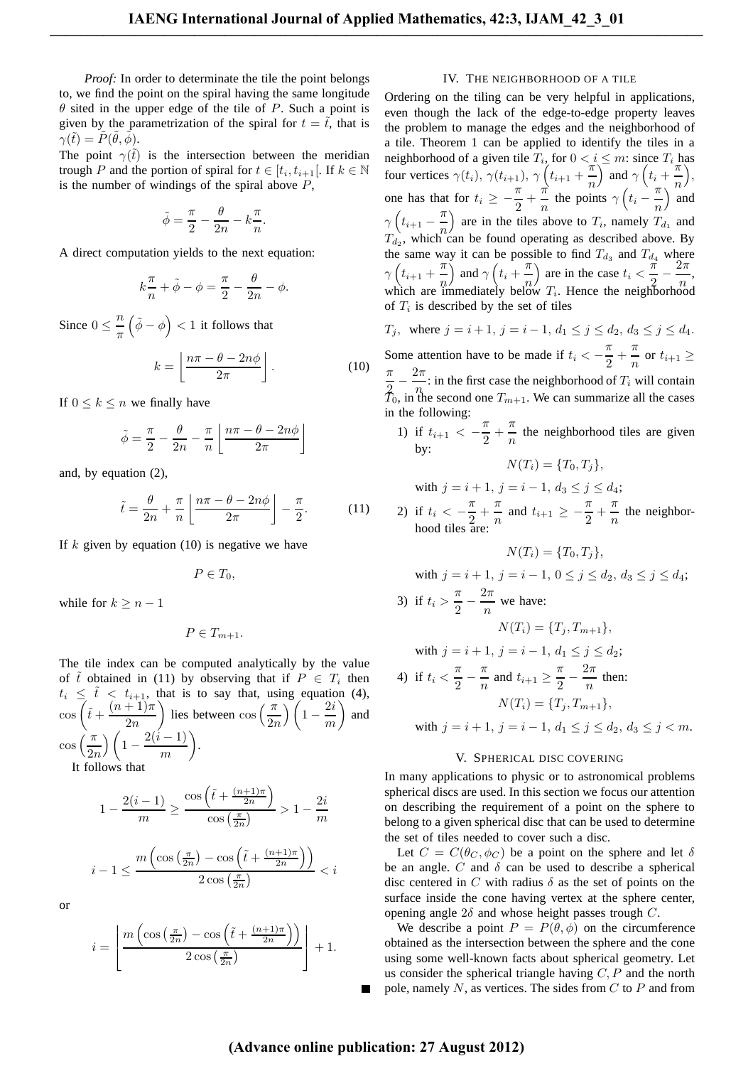*Proof:* In order to determinate the tile the point belongs to, we find the point on the spiral having the same longitude $\theta$ sited in the upper edge of the tile of $P$. Such a point is given by the parametrization of the spiral for $t = \tilde{t}$, that is $\gamma(\tilde{t}) = \tilde{P}(\tilde{\theta}, \tilde{\phi})$.

The point $\gamma(\tilde{t})$ is the intersection between the meridian trough $P$ and the portion of spiral for $t \in [t_i, t_{i+1}[$. If $k \in \mathbb{N}$ is the number of windings of the spiral above $P$,

$$\tilde{\phi} = \frac{\pi}{2} - \frac{\theta}{2n} - k\frac{\pi}{n}.$$

A direct computation yields to the next equation:

$$k\frac{\pi}{n} + \tilde{\phi} - \phi = \frac{\pi}{2} - \frac{\theta}{2n} - \phi.$$

Since $0 \leq \frac{n}{\pi}\left(\tilde{\phi} - \phi\right) < 1$ it follows that

$$k = \left\lfloor \frac{n\pi - \theta - 2n\phi}{2\pi} \right\rfloor. \tag{10}$$

If $0 \leq k \leq n$ we finally have

$$\tilde{\phi} = \frac{\pi}{2} - \frac{\theta}{2n} - \frac{\pi}{n}\left\lfloor \frac{n\pi - \theta - 2n\phi}{2\pi} \right\rfloor$$

and, by equation (2),

$$\tilde{t} = \frac{\theta}{2n} + \frac{\pi}{n}\left\lfloor \frac{n\pi - \theta - 2n\phi}{2\pi} \right\rfloor - \frac{\pi}{2}. \tag{11}$$

If $k$ given by equation (10) is negative we have

$$P \in T_0,$$

while for $k \geq n - 1$

$$P \in T_{m+1}.$$

The tile index can be computed analytically by the value of $\tilde{t}$ obtained in (11) by observing that if $P \in T_i$ then $t_i \leq \tilde{t} < t_{i+1}$, that is to say that, using equation (4), $\cos\left(\tilde{t} + \frac{(n+1)\pi}{2n}\right)$ lies between $\cos\left(\frac{\pi}{2n}\right)\left(1 - \frac{2i}{m}\right)$ and $\cos\left(\frac{\pi}{2n}\right)\left(1 - \frac{2(i-1)}{m}\right)$.

It follows that

$$1 - \frac{2(i-1)}{m} \geq \frac{\cos\left(\tilde{t} + \frac{(n+1)\pi}{2n}\right)}{\cos\left(\frac{\pi}{2n}\right)} > 1 - \frac{2i}{m}$$

$$i - 1 \leq \frac{m\left(\cos\left(\frac{\pi}{2n}\right) - \cos\left(\tilde{t} + \frac{(n+1)\pi}{2n}\right)\right)}{2\cos\left(\frac{\pi}{2n}\right)} < i$$

or

$$i = \left\lfloor \frac{m\left(\cos\left(\frac{\pi}{2n}\right) - \cos\left(\tilde{t} + \frac{(n+1)\pi}{2n}\right)\right)}{2\cos\left(\frac{\pi}{2n}\right)} \right\rfloor + 1.$$

■

## IV. The neighborhood of a tile

Ordering on the tiling can be very helpful in applications, even though the lack of the edge-to-edge property leaves the problem to manage the edges and the neighborhood of a tile. Theorem 1 can be applied to identify the tiles in a neighborhood of a given tile $T_i$, for $0 < i \leq m$: since $T_i$ has four vertices $\gamma(t_i)$, $\gamma(t_{i+1})$, $\gamma\left(t_{i+1} + \frac{\pi}{n}\right)$ and $\gamma\left(t_i + \frac{\pi}{n}\right)$, one has that for $t_i \geq -\frac{\pi}{2} + \frac{\pi}{n}$ the points $\gamma\left(t_i - \frac{\pi}{n}\right)$ and $\gamma\left(t_{i+1} - \frac{\pi}{n}\right)$ are in the tiles above to $T_i$, namely $T_{d_1}$ and $T_{d_2}$, which can be found operating as described above. By the same way it can be possible to find $T_{d_3}$ and $T_{d_4}$ where $\gamma\left(t_{i+1} + \frac{\pi}{n}\right)$ and $\gamma\left(t_i + \frac{\pi}{n}\right)$ are in the case $t_i < \frac{\pi}{2} - \frac{2\pi}{n}$, which are immediately below $T_i$. Hence the neighborhood of $T_i$ is described by the set of tiles

$$T_j, \text{ where } j = i+1,\ j = i-1,\ d_1 \leq j \leq d_2,\ d_3 \leq j \leq d_4.$$

Some attention have to be made if $t_i < -\frac{\pi}{2} + \frac{\pi}{n}$ or $t_{i+1} \geq \frac{\pi}{2} - \frac{2\pi}{n}$: in the first case the neighborhood of $T_i$ will contain $T_0$, in the second one $T_{m+1}$. We can summarize all the cases in the following:

1) if $t_{i+1} < -\frac{\pi}{2} + \frac{\pi}{n}$ the neighborhood tiles are given by:
$$N(T_i) = \{T_0, T_j\},$$
with $j = i+1$, $j = i-1$, $d_3 \leq j \leq d_4$;

2) if $t_i < -\frac{\pi}{2} + \frac{\pi}{n}$ and $t_{i+1} \geq -\frac{\pi}{2} + \frac{\pi}{n}$ the neighborhood tiles are:
$$N(T_i) = \{T_0, T_j\},$$
with $j = i+1$, $j = i-1$, $0 \leq j \leq d_2$, $d_3 \leq j \leq d_4$;

3) if $t_i > \frac{\pi}{2} - \frac{2\pi}{n}$ we have:
$$N(T_i) = \{T_j, T_{m+1}\},$$
with $j = i+1$, $j = i-1$, $d_1 \leq j \leq d_2$;

4) if $t_i < \frac{\pi}{2} - \frac{\pi}{n}$ and $t_{i+1} \geq \frac{\pi}{2} - \frac{2\pi}{n}$ then:
$$N(T_i) = \{T_j, T_{m+1}\},$$
with $j = i+1$, $j = i-1$, $d_1 \leq j \leq d_2$, $d_3 \leq j < m$.

## V. Spherical disc covering

In many applications to physic or to astronomical problems spherical discs are used. In this section we focus our attention on describing the requirement of a point on the sphere to belong to a given spherical disc that can be used to determine the set of tiles needed to cover such a disc.

Let $C = C(\theta_C, \phi_C)$ be a point on the sphere and let $\delta$ be an angle. $C$ and $\delta$ can be used to describe a spherical disc centered in $C$ with radius $\delta$ as the set of points on the surface inside the cone having vertex at the sphere center, opening angle $2\delta$ and whose height passes trough $C$.

We describe a point $P = P(\theta, \phi)$ on the circumference obtained as the intersection between the sphere and the cone using some well-known facts about spherical geometry. Let us consider the spherical triangle having $C, P$ and the north pole, namely $N$, as vertices. The sides from $C$ to $P$ and from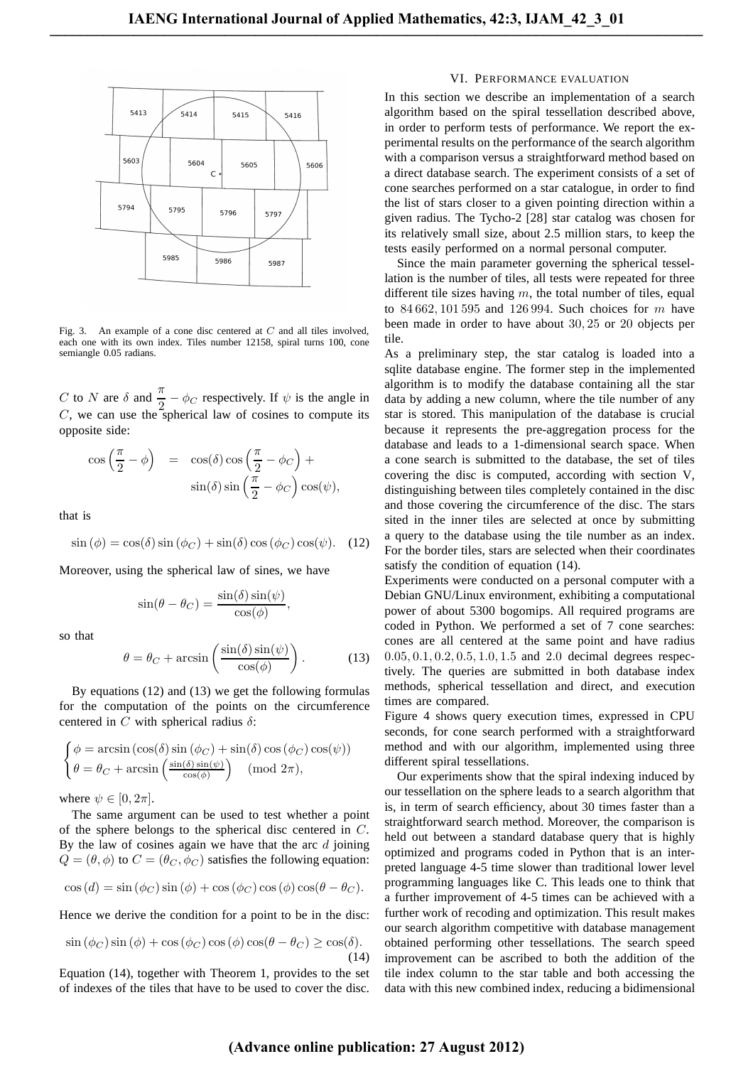Fig. 3. An example of a cone disc centered at $C$ and all tiles involved, each one with its own index. Tiles number 12158, spiral turns 100, cone semiangle 0.05 radians.

$C$ to $N$ are $\delta$ and $\frac{\pi}{2} - \phi_C$ respectively. If $\psi$ is the angle in $C$, we can use the spherical law of cosines to compute its opposite side:

$$\cos\left(\frac{\pi}{2} - \phi\right) = \cos(\delta)\cos\left(\frac{\pi}{2} - \phi_C\right) + \sin(\delta)\sin\left(\frac{\pi}{2} - \phi_C\right)\cos(\psi),$$

that is

$$\sin(\phi) = \cos(\delta)\sin(\phi_C) + \sin(\delta)\cos(\phi_C)\cos(\psi). \quad (12)$$

Moreover, using the spherical law of sines, we have

$$\sin(\theta - \theta_C) = \frac{\sin(\delta)\sin(\psi)}{\cos(\phi)},$$

so that

$$\theta = \theta_C + \arcsin\left(\frac{\sin(\delta)\sin(\psi)}{\cos(\phi)}\right). \quad (13)$$

By equations (12) and (13) we get the following formulas for the computation of the points on the circumference centered in $C$ with spherical radius $\delta$:

$$\begin{cases} \phi = \arcsin\left(\cos(\delta)\sin(\phi_C) + \sin(\delta)\cos(\phi_C)\cos(\psi)\right) \\ \theta = \theta_C + \arcsin\left(\frac{\sin(\delta)\sin(\psi)}{\cos(\phi)}\right) \pmod{2\pi}, \end{cases}$$

where $\psi \in [0, 2\pi]$.

The same argument can be used to test whether a point of the sphere belongs to the spherical disc centered in $C$. By the law of cosines again we have that the arc $d$ joining $Q = (\theta, \phi)$ to $C = (\theta_C, \phi_C)$ satisfies the following equation:

$$\cos(d) = \sin(\phi_C)\sin(\phi) + \cos(\phi_C)\cos(\phi)\cos(\theta - \theta_C).$$

Hence we derive the condition for a point to be in the disc:

$$\sin(\phi_C)\sin(\phi) + \cos(\phi_C)\cos(\phi)\cos(\theta - \theta_C) \geq \cos(\delta). \quad (14)$$

Equation (14), together with Theorem 1, provides to the set of indexes of the tiles that have to be used to cover the disc.

## VI. Performance evaluation

In this section we describe an implementation of a search algorithm based on the spiral tessellation described above, in order to perform tests of performance. We report the experimental results on the performance of the search algorithm with a comparison versus a straightforward method based on a direct database search. The experiment consists of a set of cone searches performed on a star catalogue, in order to find the list of stars closer to a given pointing direction within a given radius. The Tycho-2 [28] star catalog was chosen for its relatively small size, about 2.5 million stars, to keep the tests easily performed on a normal personal computer.

Since the main parameter governing the spherical tessellation is the number of tiles, all tests were repeated for three different tile sizes having $m$, the total number of tiles, equal to $84\,662, 101\,595$ and $126\,994$. Such choices for $m$ have been made in order to have about $30, 25$ or $20$ objects per tile.

As a preliminary step, the star catalog is loaded into a sqlite database engine. The former step in the implemented algorithm is to modify the database containing all the star data by adding a new column, where the tile number of any star is stored. This manipulation of the database is crucial because it represents the pre-aggregation process for the database and leads to a 1-dimensional search space. When a cone search is submitted to the database, the set of tiles covering the disc is computed, according with section V, distinguishing between tiles completely contained in the disc and those covering the circumference of the disc. The stars sited in the inner tiles are selected at once by submitting a query to the database using the tile number as an index. For the border tiles, stars are selected when their coordinates satisfy the condition of equation (14).

Experiments were conducted on a personal computer with a Debian GNU/Linux environment, exhibiting a computational power of about 5300 bogomips. All required programs are coded in Python. We performed a set of 7 cone searches: cones are all centered at the same point and have radius $0.05, 0.1, 0.2, 0.5, 1.0, 1.5$ and $2.0$ decimal degrees respectively. The queries are submitted in both database index methods, spherical tessellation and direct, and execution times are compared.

Figure 4 shows query execution times, expressed in CPU seconds, for cone search performed with a straightforward method and with our algorithm, implemented using three different spiral tessellations.

Our experiments show that the spiral indexing induced by our tessellation on the sphere leads to a search algorithm that is, in term of search efficiency, about 30 times faster than a straightforward search method. Moreover, the comparison is held out between a standard database query that is highly optimized and programs coded in Python that is an interpreted language 4-5 time slower than traditional lower level programming languages like C. This leads one to think that a further improvement of 4-5 times can be achieved with a further work of recoding and optimization. This result makes our search algorithm competitive with database management obtained performing other tessellations. The search speed improvement can be ascribed to both the addition of the tile index column to the star table and both accessing the data with this new combined index, reducing a bidimensional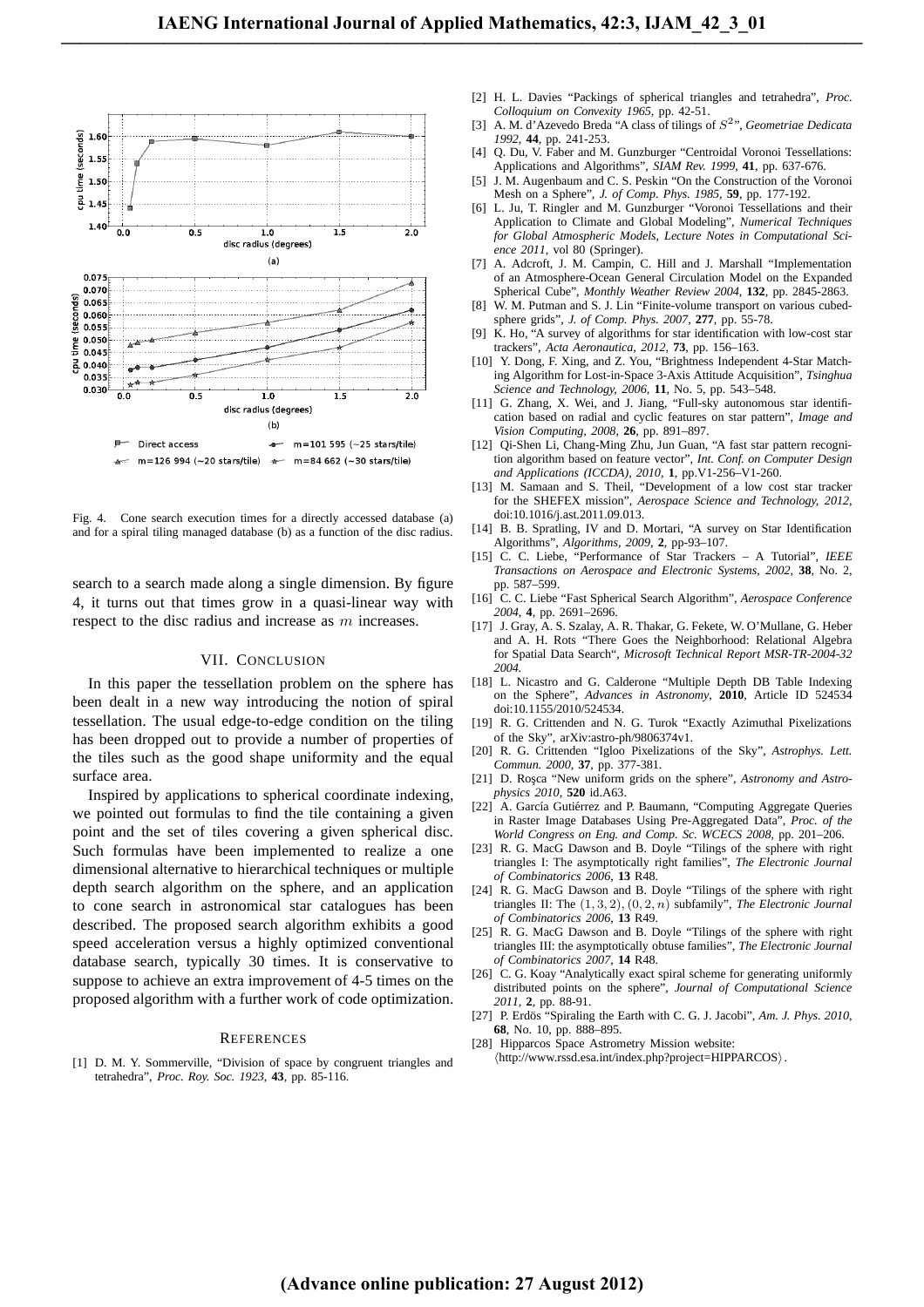cpu time (seconds)

1.60
1.55
1.50
1.45
1.40

0.0 0.5 1.0 1.5 2.0

disc radius (degrees)

(a)

cpu time (seconds)

0.075
0.070
0.065
0.060
0.055
0.050
0.045
0.040
0.035
0.030

0.0 0.5 1.0 1.5 2.0

disc radius (degrees)

(b)

Direct access
m=101 595 (~25 stars/tile)
m=126 994 (~20 stars/tile)
m=84 662 (~30 stars/tile)

Fig. 4. Cone search execution times for a directly accessed database (a) and for a spiral tiling managed database (b) as a function of the disc radius.

search to a search made along a single dimension. By figure 4, it turns out that times grow in a quasi-linear way with respect to the disc radius and increase as $m$ increases.

## VII. Conclusion

In this paper the tessellation problem on the sphere has been dealt in a new way introducing the notion of spiral tessellation. The usual edge-to-edge condition on the tiling has been dropped out to provide a number of properties of the tiles such as the good shape uniformity and the equal surface area.

Inspired by applications to spherical coordinate indexing, we pointed out formulas to find the tile containing a given point and the set of tiles covering a given spherical disc. Such formulas have been implemented to realize a one dimensional alternative to hierarchical techniques or multiple depth search algorithm on the sphere, and an application to cone search in astronomical star catalogues has been described. The proposed search algorithm exhibits a good speed acceleration versus a highly optimized conventional database search, typically 30 times. It is conservative to suppose to achieve an extra improvement of 4-5 times on the proposed algorithm with a further work of code optimization.

## References

[1] D. M. Y. Sommerville, "Division of space by congruent triangles and tetrahedra", *Proc. Roy. Soc. 1923*, **43**, pp. 85-116.

[2] H. L. Davies "Packings of spherical triangles and tetrahedra", *Proc. Colloquium on Convexity 1965*, pp. 42-51.

[3] A. M. d'Azevedo Breda "A class of tilings of $S^2$", *Geometriae Dedicata 1992*, **44**, pp. 241-253.

[4] Q. Du, V. Faber and M. Gunzburger "Centroidal Voronoi Tessellations: Applications and Algorithms", *SIAM Rev. 1999*, **41**, pp. 637-676.

[5] J. M. Augenbaum and C. S. Peskin "On the Construction of the Voronoi Mesh on a Sphere", *J. of Comp. Phys. 1985*, **59**, pp. 177-192.

[6] L. Ju, T. Ringler and M. Gunzburger "Voronoi Tessellations and their Application to Climate and Global Modeling", *Numerical Techniques for Global Atmospheric Models, Lecture Notes in Computational Science 2011*, vol 80 (Springer).

[7] A. Adcroft, J. M. Campin, C. Hill and J. Marshall "Implementation of an Atmosphere-Ocean General Circulation Model on the Expanded Spherical Cube", *Monthly Weather Review 2004*, **132**, pp. 2845-2863.

[8] W. M. Putman and S. J. Lin "Finite-volume transport on various cubed-sphere grids", *J. of Comp. Phys. 2007*, **277**, pp. 55-78.

[9] K. Ho, "A survey of algorithms for star identification with low-cost star trackers", *Acta Aeronautica, 2012*, **73**, pp. 156–163.

[10] Y. Dong, F. Xing, and Z. You, "Brightness Independent 4-Star Matching Algorithm for Lost-in-Space 3-Axis Attitude Acquisition", *Tsinghua Science and Technology, 2006*, **11**, No. 5, pp. 543–548.

[11] G. Zhang, X. Wei, and J. Jiang, "Full-sky autonomous star identification based on radial and cyclic features on star pattern", *Image and Vision Computing, 2008*, **26**, pp. 891–897.

[12] Qi-Shen Li, Chang-Ming Zhu, Jun Guan, "A fast star pattern recognition algorithm based on feature vector", *Int. Conf. on Computer Design and Applications (ICCDA), 2010*, **1**, pp.V1-256–V1-260.

[13] M. Samaan and S. Theil, "Development of a low cost star tracker for the SHEFEX mission", *Aerospace Science and Technology, 2012*, doi:10.1016/j.ast.2011.09.013.

[14] B. B. Spratling, IV and D. Mortari, "A survey on Star Identification Algorithms", *Algorithms, 2009*, **2**, pp-93–107.

[15] C. C. Liebe, "Performance of Star Trackers – A Tutorial", *IEEE Transactions on Aerospace and Electronic Systems, 2002*, **38**, No. 2, pp. 587–599.

[16] C. C. Liebe "Fast Spherical Search Algorithm", *Aerospace Conference 2004*, **4**, pp. 2691–2696.

[17] J. Gray, A. S. Szalay, A. R. Thakar, G. Fekete, W. O'Mullane, G. Heber and A. H. Rots "There Goes the Neighborhood: Relational Algebra for Spatial Data Search", *Microsoft Technical Report MSR-TR-2004-32 2004.*

[18] L. Nicastro and G. Calderone "Multiple Depth DB Table Indexing on the Sphere", *Advances in Astronomy*, **2010**, Article ID 524534 doi:10.1155/2010/524534.

[19] R. G. Crittenden and N. G. Turok "Exactly Azimuthal Pixelizations of the Sky", arXiv:astro-ph/9806374v1.

[20] R. G. Crittenden "Igloo Pixelizations of the Sky", *Astrophys. Lett. Commun. 2000*, **37**, pp. 377-381.

[21] D. Roşca "New uniform grids on the sphere", *Astronomy and Astrophysics 2010*, **520** id.A63.

[22] A. García Gutiérrez and P. Baumann, "Computing Aggregate Queries in Raster Image Databases Using Pre-Aggregated Data", *Proc. of the World Congress on Eng. and Comp. Sc. WCECS 2008*, pp. 201–206.

[23] R. G. MacG Dawson and B. Doyle "Tilings of the sphere with right triangles I: The asymptotically right families", *The Electronic Journal of Combinatorics 2006*, **13** R48.

[24] R. G. MacG Dawson and B. Doyle "Tilings of the sphere with right triangles II: The $(1, 3, 2)$, $(0, 2, n)$ subfamily", *The Electronic Journal of Combinatorics 2006*, **13** R49.

[25] R. G. MacG Dawson and B. Doyle "Tilings of the sphere with right triangles III: the asymptotically obtuse families", *The Electronic Journal of Combinatorics 2007*, **14** R48.

[26] C. G. Koay "Analytically exact spiral scheme for generating uniformly distributed points on the sphere", *Journal of Computational Science 2011*, **2**, pp. 88-91.

[27] P. Erdös "Spiraling the Earth with C. G. J. Jacobi", *Am. J. Phys. 2010*, **68**, No. 10, pp. 888–895.

[28] Hipparcos Space Astrometry Mission website: ⟨http://www.rssd.esa.int/index.php?project=HIPPARCOS⟩.